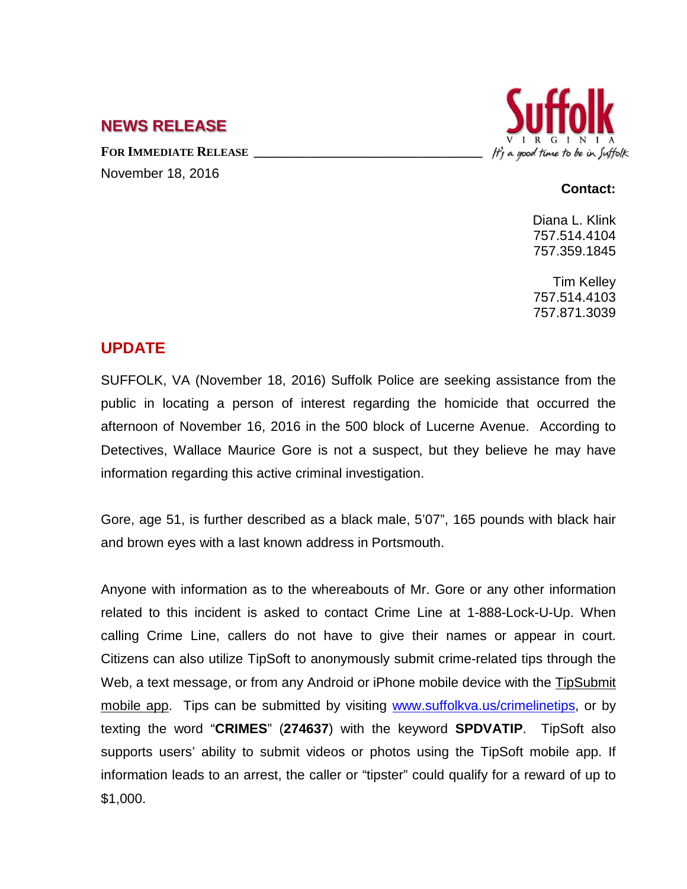## NEWS RELEASE

**FOR IMMEDIATE RELEASE**

November 18, 2016

Suffolk
VIRGINIA
It's a good time to be in Suffolk

**Contact:**

Diana L. Klink
757.514.4104
757.359.1845

Tim Kelley
757.514.4103
757.871.3039

## UPDATE

SUFFOLK, VA (November 18, 2016) Suffolk Police are seeking assistance from the public in locating a person of interest regarding the homicide that occurred the afternoon of November 16, 2016 in the 500 block of Lucerne Avenue. According to Detectives, Wallace Maurice Gore is not a suspect, but they believe he may have information regarding this active criminal investigation.

Gore, age 51, is further described as a black male, 5'07", 165 pounds with black hair and brown eyes with a last known address in Portsmouth.

Anyone with information as to the whereabouts of Mr. Gore or any other information related to this incident is asked to contact Crime Line at 1-888-Lock-U-Up. When calling Crime Line, callers do not have to give their names or appear in court. Citizens can also utilize TipSoft to anonymously submit crime-related tips through the Web, a text message, or from any Android or iPhone mobile device with the TipSubmit mobile app. Tips can be submitted by visiting www.suffolkva.us/crimelinetips, or by texting the word "**CRIMES**" (**274637**) with the keyword **SPDVATIP**. TipSoft also supports users' ability to submit videos or photos using the TipSoft mobile app. If information leads to an arrest, the caller or "tipster" could qualify for a reward of up to $1,000.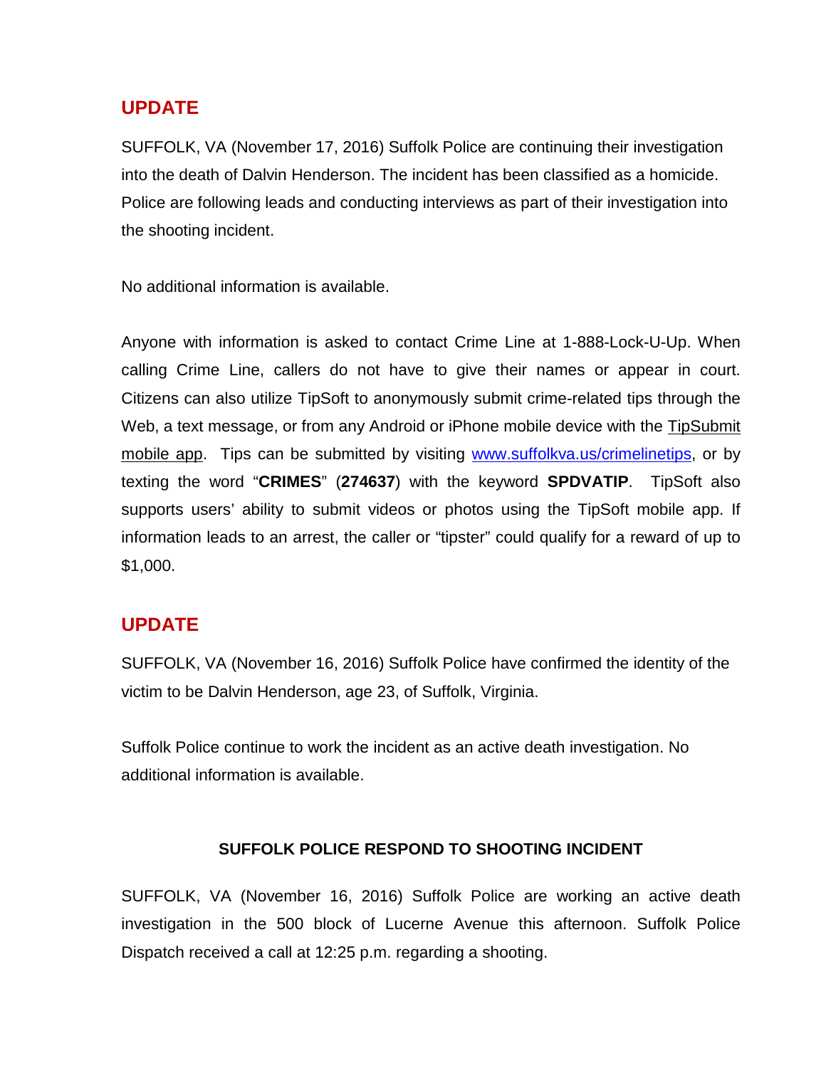## UPDATE

SUFFOLK, VA (November 17, 2016) Suffolk Police are continuing their investigation into the death of Dalvin Henderson. The incident has been classified as a homicide. Police are following leads and conducting interviews as part of their investigation into the shooting incident.

No additional information is available.

Anyone with information is asked to contact Crime Line at 1-888-Lock-U-Up. When calling Crime Line, callers do not have to give their names or appear in court. Citizens can also utilize TipSoft to anonymously submit crime-related tips through the Web, a text message, or from any Android or iPhone mobile device with the TipSubmit mobile app. Tips can be submitted by visiting www.suffolkva.us/crimelinetips, or by texting the word "**CRIMES**" (**274637**) with the keyword **SPDVATIP**. TipSoft also supports users' ability to submit videos or photos using the TipSoft mobile app. If information leads to an arrest, the caller or "tipster" could qualify for a reward of up to $1,000.

## UPDATE

SUFFOLK, VA (November 16, 2016) Suffolk Police have confirmed the identity of the victim to be Dalvin Henderson, age 23, of Suffolk, Virginia.

Suffolk Police continue to work the incident as an active death investigation. No additional information is available.

### SUFFOLK POLICE RESPOND TO SHOOTING INCIDENT

SUFFOLK, VA (November 16, 2016) Suffolk Police are working an active death investigation in the 500 block of Lucerne Avenue this afternoon. Suffolk Police Dispatch received a call at 12:25 p.m. regarding a shooting.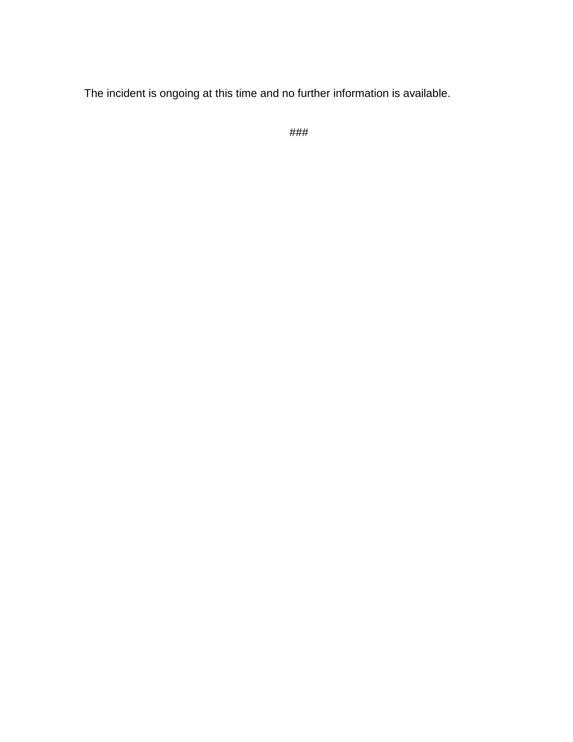The incident is ongoing at this time and no further information is available.

###